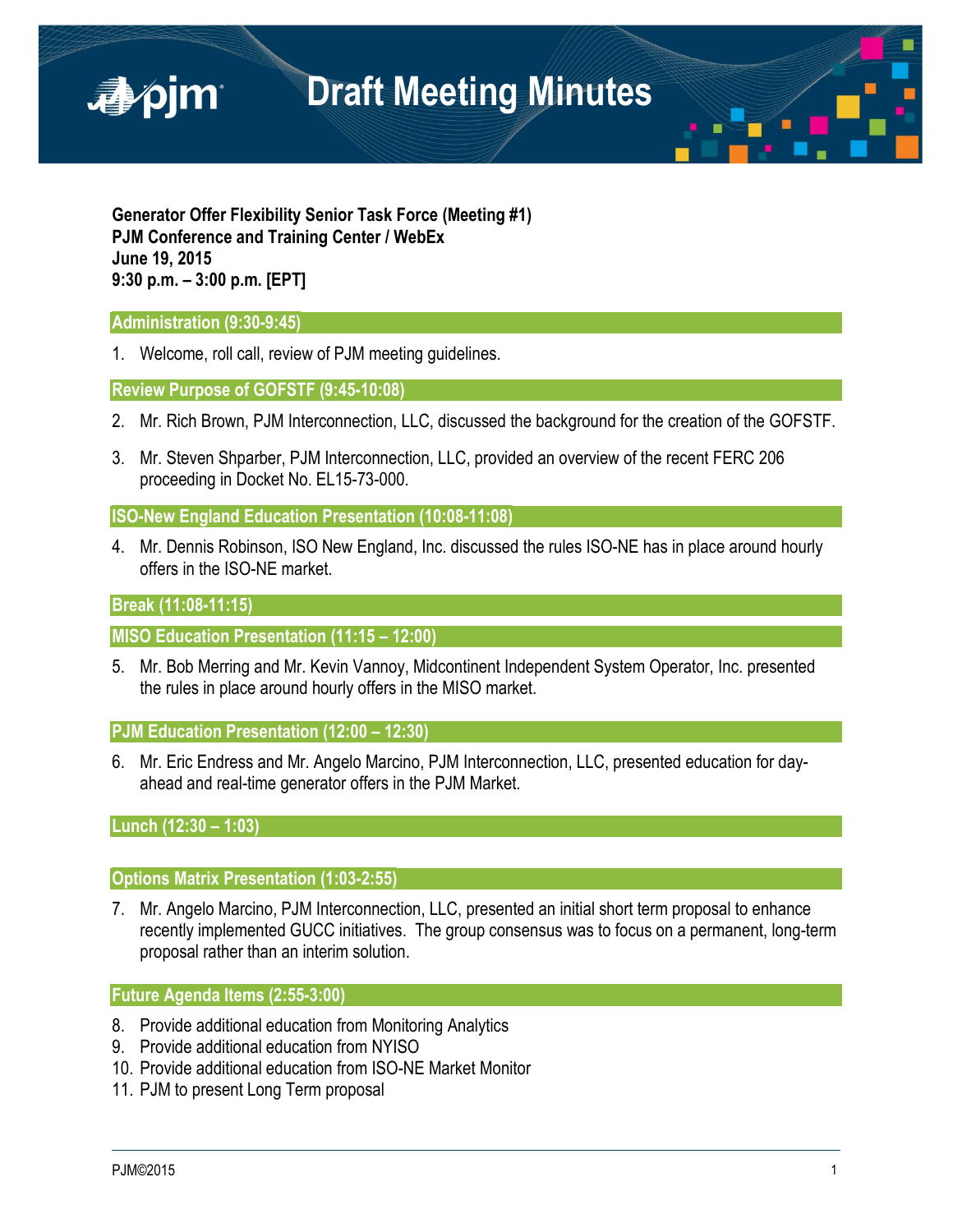# Draft Meeting Minutes

**Generator Offer Flexibility Senior Task Force (Meeting #1)**
**PJM Conference and Training Center / WebEx**
**June 19, 2015**
**9:30 p.m. – 3:00 p.m. [EPT]**

## Administration (9:30-9:45)

1. Welcome, roll call, review of PJM meeting guidelines.

## Review Purpose of GOFSTF (9:45-10:08)

2. Mr. Rich Brown, PJM Interconnection, LLC, discussed the background for the creation of the GOFSTF.

3. Mr. Steven Shparber, PJM Interconnection, LLC, provided an overview of the recent FERC 206 proceeding in Docket No. EL15-73-000.

## ISO-New England Education Presentation (10:08-11:08)

4. Mr. Dennis Robinson, ISO New England, Inc. discussed the rules ISO-NE has in place around hourly offers in the ISO-NE market.

## Break (11:08-11:15)

## MISO Education Presentation (11:15 – 12:00)

5. Mr. Bob Merring and Mr. Kevin Vannoy, Midcontinent Independent System Operator, Inc. presented the rules in place around hourly offers in the MISO market.

## PJM Education Presentation (12:00 – 12:30)

6. Mr. Eric Endress and Mr. Angelo Marcino, PJM Interconnection, LLC, presented education for day-ahead and real-time generator offers in the PJM Market.

## Lunch (12:30 – 1:03)

## Options Matrix Presentation (1:03-2:55)

7. Mr. Angelo Marcino, PJM Interconnection, LLC, presented an initial short term proposal to enhance recently implemented GUCC initiatives. The group consensus was to focus on a permanent, long-term proposal rather than an interim solution.

## Future Agenda Items (2:55-3:00)

8. Provide additional education from Monitoring Analytics
9. Provide additional education from NYISO
10. Provide additional education from ISO-NE Market Monitor
11. PJM to present Long Term proposal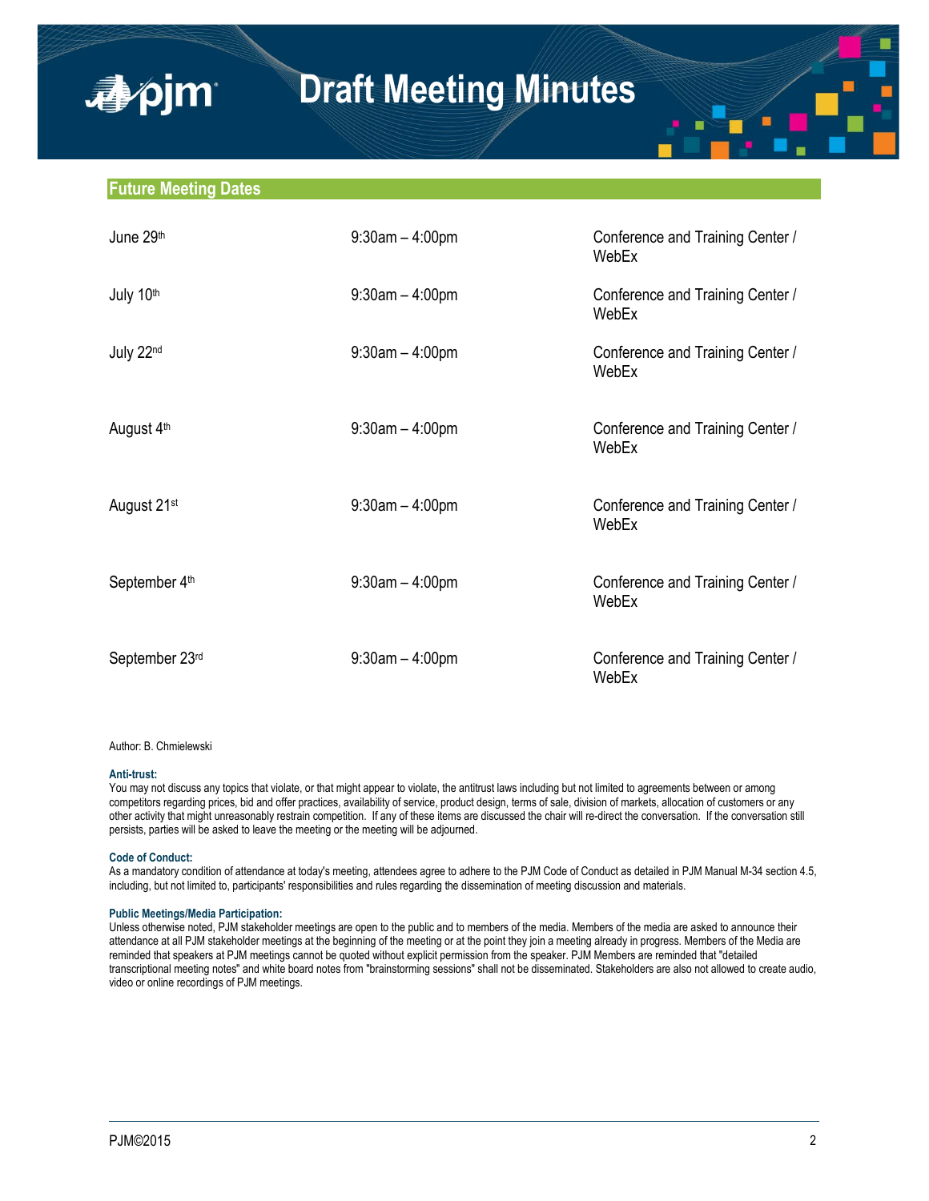# Draft Meeting Minutes

## Future Meeting Dates

| | | |
|---|---|---|
| June 29th | 9:30am – 4:00pm | Conference and Training Center / WebEx |
| July 10th | 9:30am – 4:00pm | Conference and Training Center / WebEx |
| July 22nd | 9:30am – 4:00pm | Conference and Training Center / WebEx |
| August 4th | 9:30am – 4:00pm | Conference and Training Center / WebEx |
| August 21st | 9:30am – 4:00pm | Conference and Training Center / WebEx |
| September 4th | 9:30am – 4:00pm | Conference and Training Center / WebEx |
| September 23rd | 9:30am – 4:00pm | Conference and Training Center / WebEx |

Author: B. Chmielewski

**Anti-trust:**
You may not discuss any topics that violate, or that might appear to violate, the antitrust laws including but not limited to agreements between or among competitors regarding prices, bid and offer practices, availability of service, product design, terms of sale, division of markets, allocation of customers or any other activity that might unreasonably restrain competition. If any of these items are discussed the chair will re-direct the conversation. If the conversation still persists, parties will be asked to leave the meeting or the meeting will be adjourned.

**Code of Conduct:**
As a mandatory condition of attendance at today's meeting, attendees agree to adhere to the PJM Code of Conduct as detailed in PJM Manual M-34 section 4.5, including, but not limited to, participants' responsibilities and rules regarding the dissemination of meeting discussion and materials.

**Public Meetings/Media Participation:**
Unless otherwise noted, PJM stakeholder meetings are open to the public and to members of the media. Members of the media are asked to announce their attendance at all PJM stakeholder meetings at the beginning of the meeting or at the point they join a meeting already in progress. Members of the Media are reminded that speakers at PJM meetings cannot be quoted without explicit permission from the speaker. PJM Members are reminded that "detailed transcriptional meeting notes" and white board notes from "brainstorming sessions" shall not be disseminated. Stakeholders are also not allowed to create audio, video or online recordings of PJM meetings.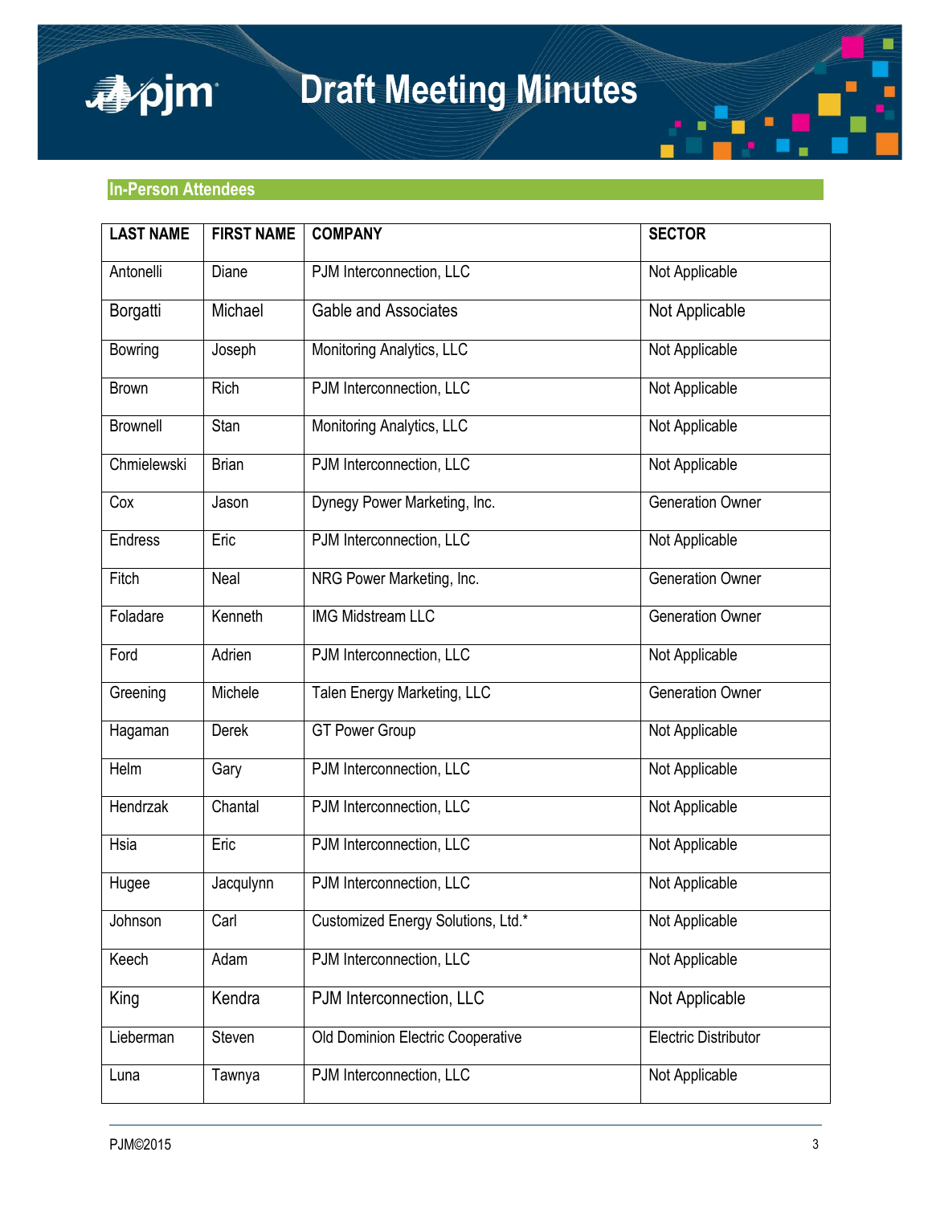## In-Person Attendees

| LAST NAME | FIRST NAME | COMPANY | SECTOR |
|---|---|---|---|
| Antonelli | Diane | PJM Interconnection, LLC | Not Applicable |
| Borgatti | Michael | Gable and Associates | Not Applicable |
| Bowring | Joseph | Monitoring Analytics, LLC | Not Applicable |
| Brown | Rich | PJM Interconnection, LLC | Not Applicable |
| Brownell | Stan | Monitoring Analytics, LLC | Not Applicable |
| Chmielewski | Brian | PJM Interconnection, LLC | Not Applicable |
| Cox | Jason | Dynegy Power Marketing, Inc. | Generation Owner |
| Endress | Eric | PJM Interconnection, LLC | Not Applicable |
| Fitch | Neal | NRG Power Marketing, Inc. | Generation Owner |
| Foladare | Kenneth | IMG Midstream LLC | Generation Owner |
| Ford | Adrien | PJM Interconnection, LLC | Not Applicable |
| Greening | Michele | Talen Energy Marketing, LLC | Generation Owner |
| Hagaman | Derek | GT Power Group | Not Applicable |
| Helm | Gary | PJM Interconnection, LLC | Not Applicable |
| Hendrzak | Chantal | PJM Interconnection, LLC | Not Applicable |
| Hsia | Eric | PJM Interconnection, LLC | Not Applicable |
| Hugee | Jacqulynn | PJM Interconnection, LLC | Not Applicable |
| Johnson | Carl | Customized Energy Solutions, Ltd.* | Not Applicable |
| Keech | Adam | PJM Interconnection, LLC | Not Applicable |
| King | Kendra | PJM Interconnection, LLC | Not Applicable |
| Lieberman | Steven | Old Dominion Electric Cooperative | Electric Distributor |
| Luna | Tawnya | PJM Interconnection, LLC | Not Applicable |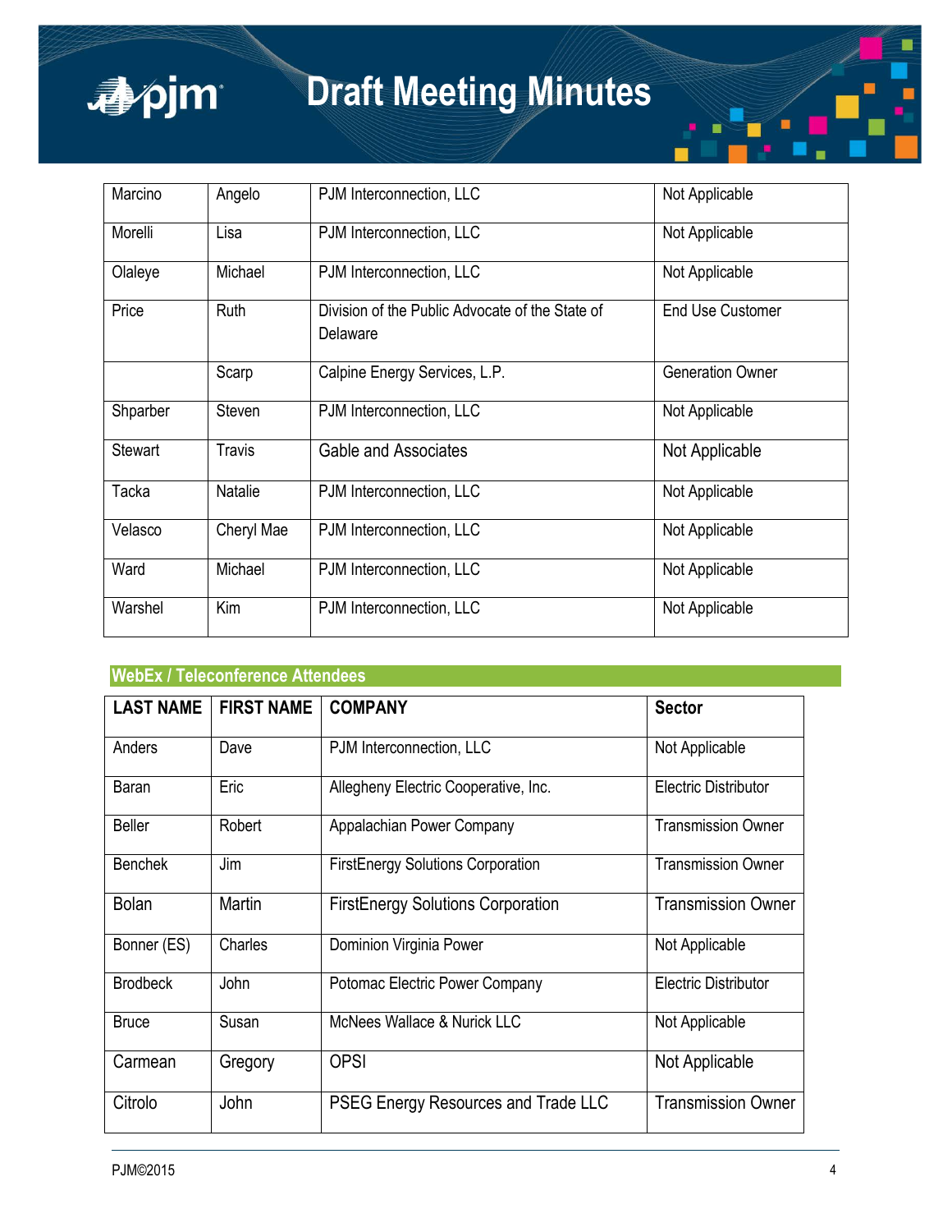| | | | |
|---|---|---|---|
| Marcino | Angelo | PJM Interconnection, LLC | Not Applicable |
| Morelli | Lisa | PJM Interconnection, LLC | Not Applicable |
| Olaleye | Michael | PJM Interconnection, LLC | Not Applicable |
| Price | Ruth | Division of the Public Advocate of the State of Delaware | End Use Customer |
| | Scarp | Calpine Energy Services, L.P. | Generation Owner |
| Shparber | Steven | PJM Interconnection, LLC | Not Applicable |
| Stewart | Travis | Gable and Associates | Not Applicable |
| Tacka | Natalie | PJM Interconnection, LLC | Not Applicable |
| Velasco | Cheryl Mae | PJM Interconnection, LLC | Not Applicable |
| Ward | Michael | PJM Interconnection, LLC | Not Applicable |
| Warshel | Kim | PJM Interconnection, LLC | Not Applicable |

## WebEx / Teleconference Attendees

| LAST NAME | FIRST NAME | COMPANY | Sector |
|---|---|---|---|
| Anders | Dave | PJM Interconnection, LLC | Not Applicable |
| Baran | Eric | Allegheny Electric Cooperative, Inc. | Electric Distributor |
| Beller | Robert | Appalachian Power Company | Transmission Owner |
| Benchek | Jim | FirstEnergy Solutions Corporation | Transmission Owner |
| Bolan | Martin | FirstEnergy Solutions Corporation | Transmission Owner |
| Bonner (ES) | Charles | Dominion Virginia Power | Not Applicable |
| Brodbeck | John | Potomac Electric Power Company | Electric Distributor |
| Bruce | Susan | McNees Wallace & Nurick LLC | Not Applicable |
| Carmean | Gregory | OPSI | Not Applicable |
| Citrolo | John | PSEG Energy Resources and Trade LLC | Transmission Owner |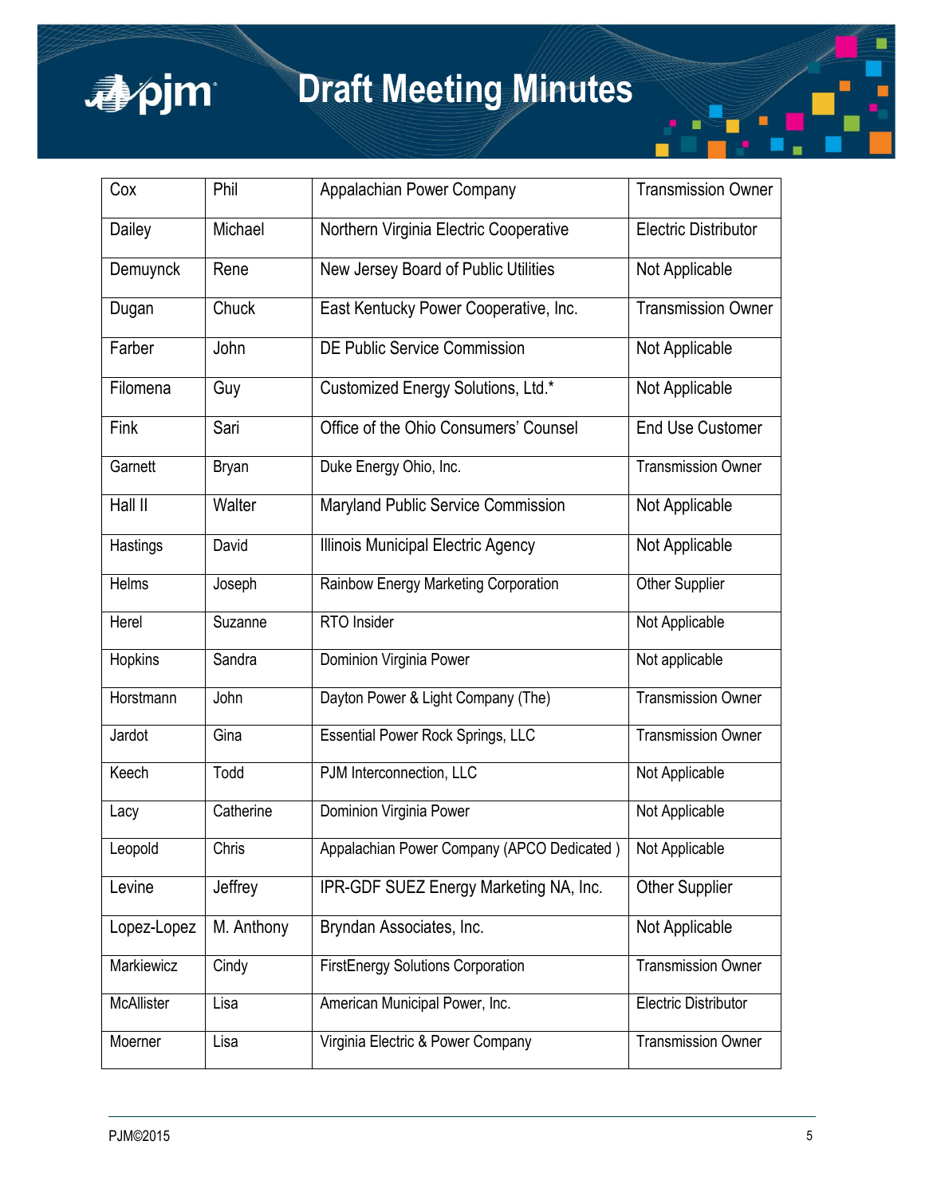| Cox | Phil | Appalachian Power Company | Transmission Owner |
|---|---|---|---|
| Dailey | Michael | Northern Virginia Electric Cooperative | Electric Distributor |
| Demuynck | Rene | New Jersey Board of Public Utilities | Not Applicable |
| Dugan | Chuck | East Kentucky Power Cooperative, Inc. | Transmission Owner |
| Farber | John | DE Public Service Commission | Not Applicable |
| Filomena | Guy | Customized Energy Solutions, Ltd.* | Not Applicable |
| Fink | Sari | Office of the Ohio Consumers' Counsel | End Use Customer |
| Garnett | Bryan | Duke Energy Ohio, Inc. | Transmission Owner |
| Hall II | Walter | Maryland Public Service Commission | Not Applicable |
| Hastings | David | Illinois Municipal Electric Agency | Not Applicable |
| Helms | Joseph | Rainbow Energy Marketing Corporation | Other Supplier |
| Herel | Suzanne | RTO Insider | Not Applicable |
| Hopkins | Sandra | Dominion Virginia Power | Not applicable |
| Horstmann | John | Dayton Power & Light Company (The) | Transmission Owner |
| Jardot | Gina | Essential Power Rock Springs, LLC | Transmission Owner |
| Keech | Todd | PJM Interconnection, LLC | Not Applicable |
| Lacy | Catherine | Dominion Virginia Power | Not Applicable |
| Leopold | Chris | Appalachian Power Company (APCO Dedicated ) | Not Applicable |
| Levine | Jeffrey | IPR-GDF SUEZ Energy Marketing NA, Inc. | Other Supplier |
| Lopez-Lopez | M. Anthony | Bryndan Associates, Inc. | Not Applicable |
| Markiewicz | Cindy | FirstEnergy Solutions Corporation | Transmission Owner |
| McAllister | Lisa | American Municipal Power, Inc. | Electric Distributor |
| Moerner | Lisa | Virginia Electric & Power Company | Transmission Owner |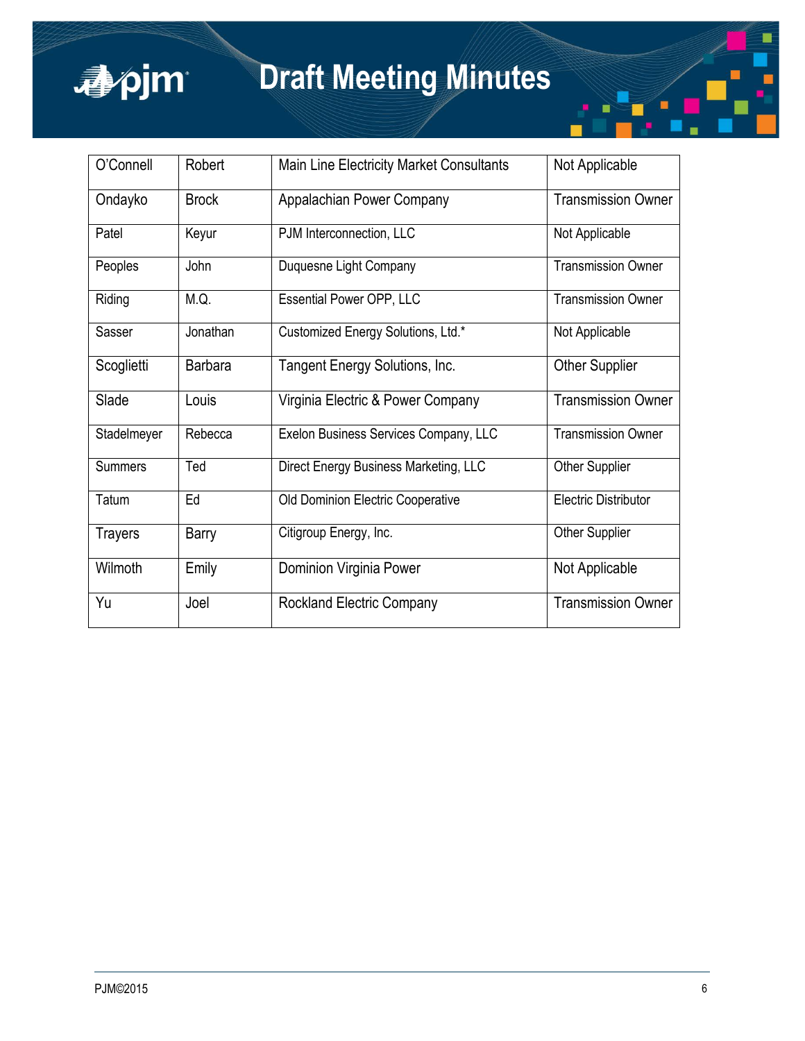| | | | |
|---|---|---|---|
| O'Connell | Robert | Main Line Electricity Market Consultants | Not Applicable |
| Ondayko | Brock | Appalachian Power Company | Transmission Owner |
| Patel | Keyur | PJM Interconnection, LLC | Not Applicable |
| Peoples | John | Duquesne Light Company | Transmission Owner |
| Riding | M.Q. | Essential Power OPP, LLC | Transmission Owner |
| Sasser | Jonathan | Customized Energy Solutions, Ltd.* | Not Applicable |
| Scoglietti | Barbara | Tangent Energy Solutions, Inc. | Other Supplier |
| Slade | Louis | Virginia Electric & Power Company | Transmission Owner |
| Stadelmeyer | Rebecca | Exelon Business Services Company, LLC | Transmission Owner |
| Summers | Ted | Direct Energy Business Marketing, LLC | Other Supplier |
| Tatum | Ed | Old Dominion Electric Cooperative | Electric Distributor |
| Trayers | Barry | Citigroup Energy, Inc. | Other Supplier |
| Wilmoth | Emily | Dominion Virginia Power | Not Applicable |
| Yu | Joel | Rockland Electric Company | Transmission Owner |